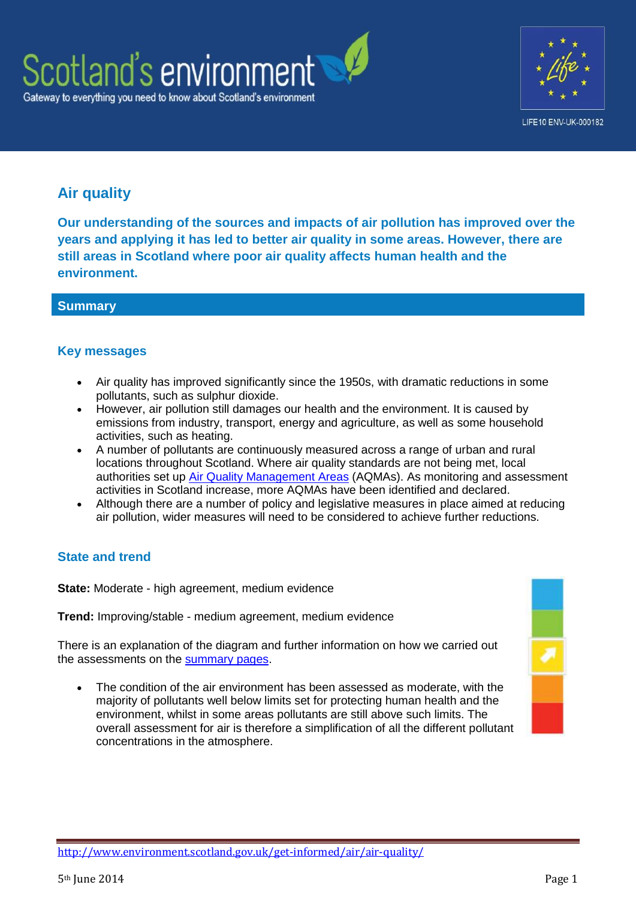# Air quality

**Our understanding of the sources and impacts of air pollution has improved over the years and applying it has led to better air quality in some areas. However, there are still areas in Scotland where poor air quality affects human health and the environment.**

## Summary

### Key messages

- Air quality has improved significantly since the 1950s, with dramatic reductions in some pollutants, such as sulphur dioxide.
- However, air pollution still damages our health and the environment. It is caused by emissions from industry, transport, energy and agriculture, as well as some household activities, such as heating.
- A number of pollutants are continuously measured across a range of urban and rural locations throughout Scotland. Where air quality standards are not being met, local authorities set up Air Quality Management Areas (AQMAs). As monitoring and assessment activities in Scotland increase, more AQMAs have been identified and declared.
- Although there are a number of policy and legislative measures in place aimed at reducing air pollution, wider measures will need to be considered to achieve further reductions.

### State and trend

**State:** Moderate - high agreement, medium evidence

**Trend:** Improving/stable - medium agreement, medium evidence

There is an explanation of the diagram and further information on how we carried out the assessments on the summary pages.

- The condition of the air environment has been assessed as moderate, with the majority of pollutants well below limits set for protecting human health and the environment, whilst in some areas pollutants are still above such limits. The overall assessment for air is therefore a simplification of all the different pollutant concentrations in the atmosphere.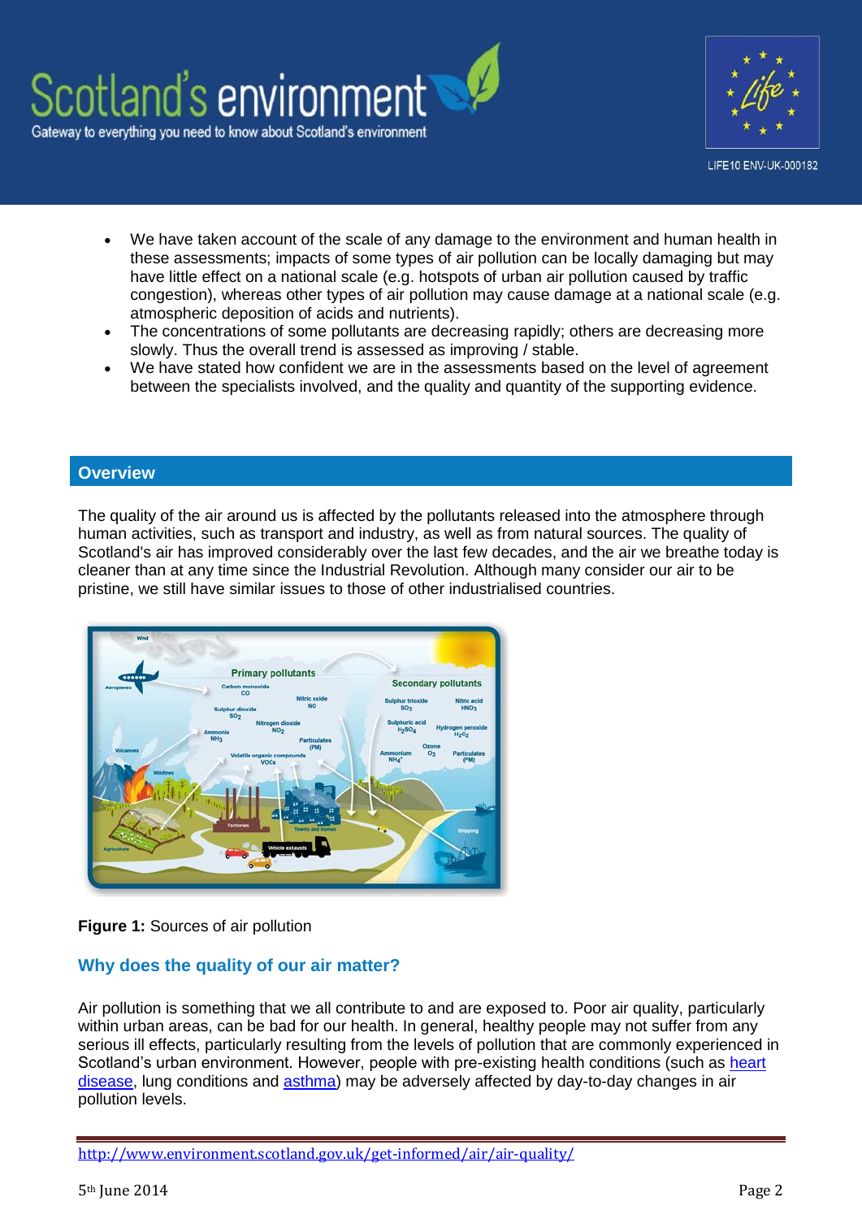- We have taken account of the scale of any damage to the environment and human health in these assessments; impacts of some types of air pollution can be locally damaging but may have little effect on a national scale (e.g. hotspots of urban air pollution caused by traffic congestion), whereas other types of air pollution may cause damage at a national scale (e.g. atmospheric deposition of acids and nutrients).
- The concentrations of some pollutants are decreasing rapidly; others are decreasing more slowly. Thus the overall trend is assessed as improving / stable.
- We have stated how confident we are in the assessments based on the level of agreement between the specialists involved, and the quality and quantity of the supporting evidence.

## Overview

The quality of the air around us is affected by the pollutants released into the atmosphere through human activities, such as transport and industry, as well as from natural sources. The quality of Scotland's air has improved considerably over the last few decades, and the air we breathe today is cleaner than at any time since the Industrial Revolution. Although many consider our air to be pristine, we still have similar issues to those of other industrialised countries.

**Figure 1:** Sources of air pollution

### Why does the quality of our air matter?

Air pollution is something that we all contribute to and are exposed to. Poor air quality, particularly within urban areas, can be bad for our health. In general, healthy people may not suffer from any serious ill effects, particularly resulting from the levels of pollution that are commonly experienced in Scotland's urban environment. However, people with pre-existing health conditions (such as heart disease, lung conditions and asthma) may be adversely affected by day-to-day changes in air pollution levels.

http://www.environment.scotland.gov.uk/get-informed/air/air-quality/

5th June 2014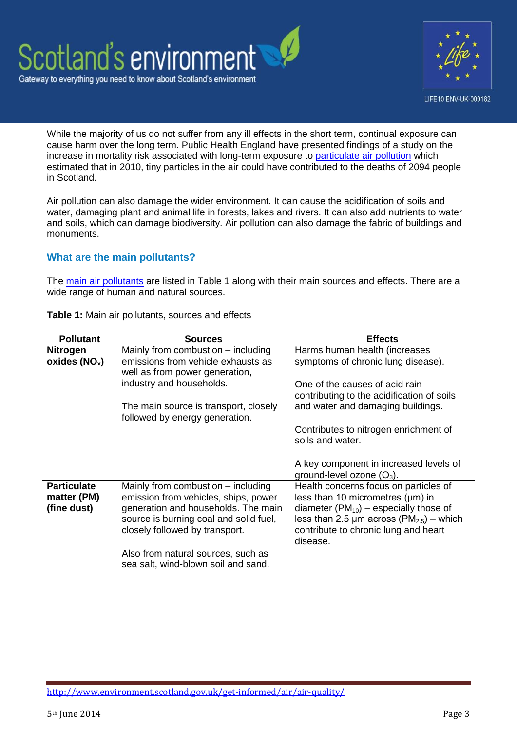While the majority of us do not suffer from any ill effects in the short term, continual exposure can cause harm over the long term. Public Health England have presented findings of a study on the increase in mortality risk associated with long-term exposure to particulate air pollution which estimated that in 2010, tiny particles in the air could have contributed to the deaths of 2094 people in Scotland.

Air pollution can also damage the wider environment. It can cause the acidification of soils and water, damaging plant and animal life in forests, lakes and rivers. It can also add nutrients to water and soils, which can damage biodiversity. Air pollution can also damage the fabric of buildings and monuments.

### What are the main pollutants?

The main air pollutants are listed in Table 1 along with their main sources and effects. There are a wide range of human and natural sources.

**Table 1:** Main air pollutants, sources and effects

| Pollutant | Sources | Effects |
|---|---|---|
| **Nitrogen oxides ($NO_x$)** | Mainly from combustion – including emissions from vehicle exhausts as well as from power generation, industry and households.<br><br>The main source is transport, closely followed by energy generation. | Harms human health (increases symptoms of chronic lung disease).<br><br>One of the causes of acid rain – contributing to the acidification of soils and water and damaging buildings.<br><br>Contributes to nitrogen enrichment of soils and water.<br><br>A key component in increased levels of ground-level ozone ($O_3$). |
| **Particulate matter (PM) (fine dust)** | Mainly from combustion – including emission from vehicles, ships, power generation and households. The main source is burning coal and solid fuel, closely followed by transport.<br><br>Also from natural sources, such as sea salt, wind-blown soil and sand. | Health concerns focus on particles of less than 10 micrometres (µm) in diameter ($PM_{10}$) – especially those of less than 2.5 µm across ($PM_{2.5}$) – which contribute to chronic lung and heart disease. |

http://www.environment.scotland.gov.uk/get-informed/air/air-quality/

5th June 2014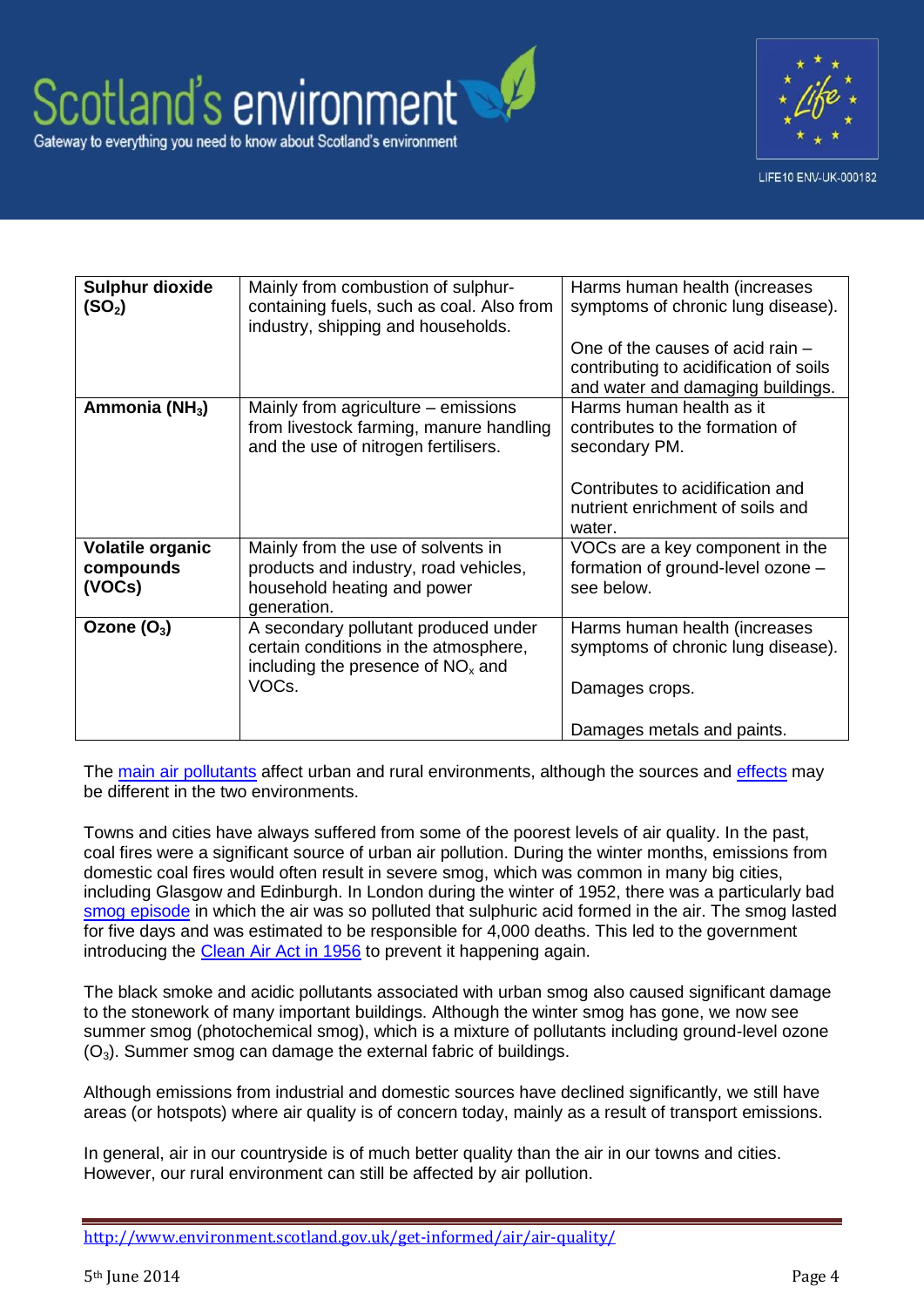| | | |
|---|---|---|
| **Sulphur dioxide ($SO_2$)** | Mainly from combustion of sulphur-containing fuels, such as coal. Also from industry, shipping and households. | Harms human health (increases symptoms of chronic lung disease).<br><br>One of the causes of acid rain – contributing to acidification of soils and water and damaging buildings. |
| **Ammonia ($NH_3$)** | Mainly from agriculture – emissions from livestock farming, manure handling and the use of nitrogen fertilisers. | Harms human health as it contributes to the formation of secondary PM.<br><br>Contributes to acidification and nutrient enrichment of soils and water. |
| **Volatile organic compounds (VOCs)** | Mainly from the use of solvents in products and industry, road vehicles, household heating and power generation. | VOCs are a key component in the formation of ground-level ozone – see below. |
| **Ozone ($O_3$)** | A secondary pollutant produced under certain conditions in the atmosphere, including the presence of $NO_x$ and VOCs. | Harms human health (increases symptoms of chronic lung disease).<br><br>Damages crops.<br><br>Damages metals and paints. |

The main air pollutants affect urban and rural environments, although the sources and effects may be different in the two environments.

Towns and cities have always suffered from some of the poorest levels of air quality. In the past, coal fires were a significant source of urban air pollution. During the winter months, emissions from domestic coal fires would often result in severe smog, which was common in many big cities, including Glasgow and Edinburgh. In London during the winter of 1952, there was a particularly bad smog episode in which the air was so polluted that sulphuric acid formed in the air. The smog lasted for five days and was estimated to be responsible for 4,000 deaths. This led to the government introducing the Clean Air Act in 1956 to prevent it happening again.

The black smoke and acidic pollutants associated with urban smog also caused significant damage to the stonework of many important buildings. Although the winter smog has gone, we now see summer smog (photochemical smog), which is a mixture of pollutants including ground-level ozone ($O_3$). Summer smog can damage the external fabric of buildings.

Although emissions from industrial and domestic sources have declined significantly, we still have areas (or hotspots) where air quality is of concern today, mainly as a result of transport emissions.

In general, air in our countryside is of much better quality than the air in our towns and cities. However, our rural environment can still be affected by air pollution.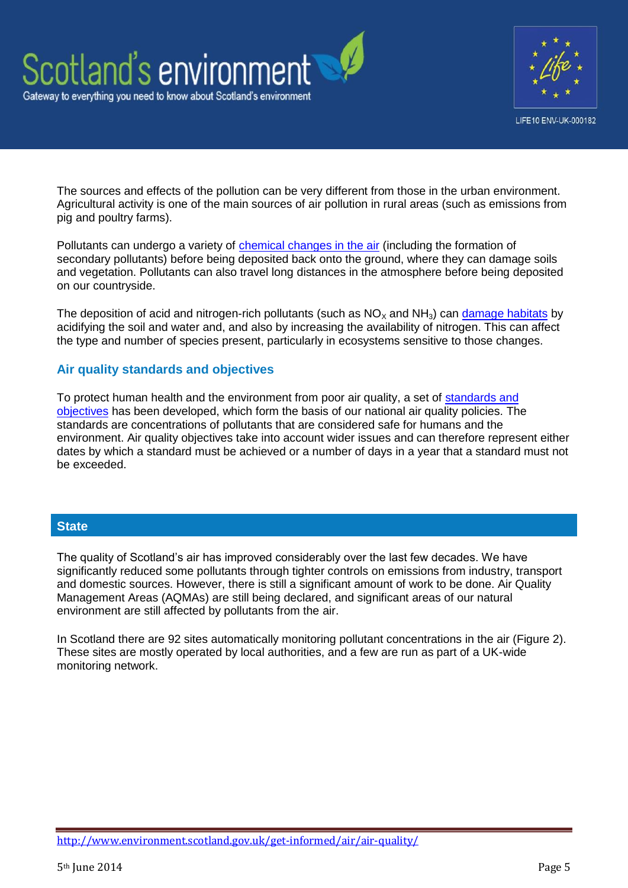The sources and effects of the pollution can be very different from those in the urban environment. Agricultural activity is one of the main sources of air pollution in rural areas (such as emissions from pig and poultry farms).

Pollutants can undergo a variety of chemical changes in the air (including the formation of secondary pollutants) before being deposited back onto the ground, where they can damage soils and vegetation. Pollutants can also travel long distances in the atmosphere before being deposited on our countryside.

The deposition of acid and nitrogen-rich pollutants (such as $NO_X$ and $NH_3$) can damage habitats by acidifying the soil and water and, and also by increasing the availability of nitrogen. This can affect the type and number of species present, particularly in ecosystems sensitive to those changes.

### Air quality standards and objectives

To protect human health and the environment from poor air quality, a set of standards and objectives has been developed, which form the basis of our national air quality policies. The standards are concentrations of pollutants that are considered safe for humans and the environment. Air quality objectives take into account wider issues and can therefore represent either dates by which a standard must be achieved or a number of days in a year that a standard must not be exceeded.

## State

The quality of Scotland's air has improved considerably over the last few decades. We have significantly reduced some pollutants through tighter controls on emissions from industry, transport and domestic sources. However, there is still a significant amount of work to be done. Air Quality Management Areas (AQMAs) are still being declared, and significant areas of our natural environment are still affected by pollutants from the air.

In Scotland there are 92 sites automatically monitoring pollutant concentrations in the air (Figure 2). These sites are mostly operated by local authorities, and a few are run as part of a UK-wide monitoring network.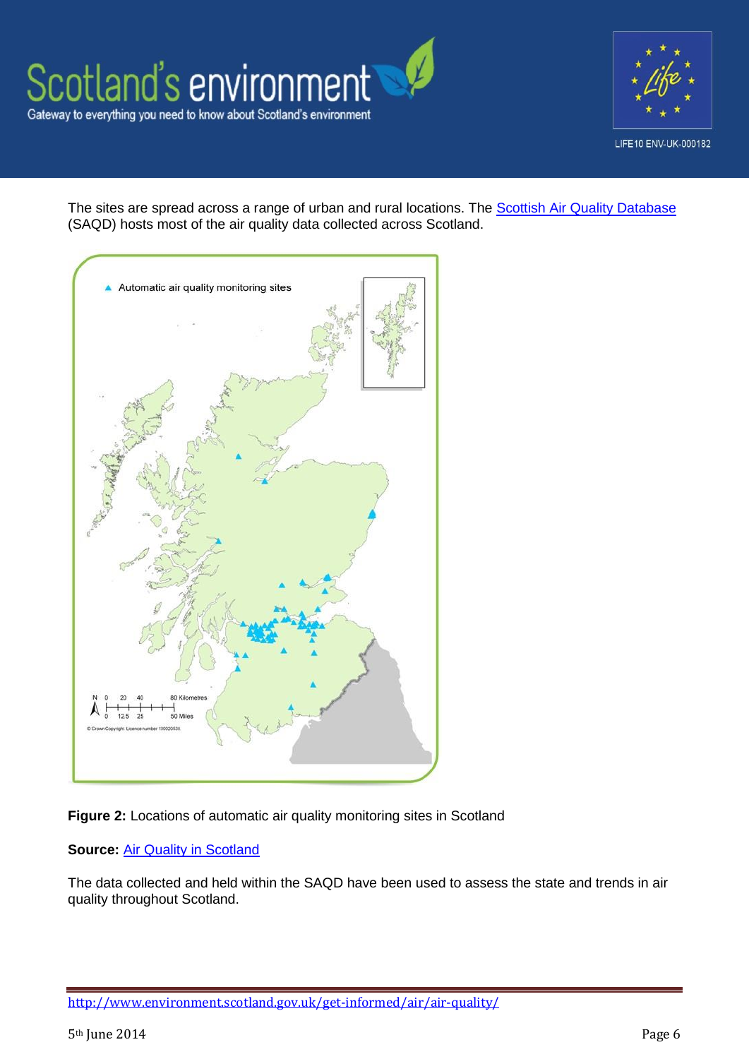The sites are spread across a range of urban and rural locations. The [Scottish Air Quality Database](#) (SAQD) hosts most of the air quality data collected across Scotland.

**Figure 2:** Locations of automatic air quality monitoring sites in Scotland

**Source:** [Air Quality in Scotland](#)

The data collected and held within the SAQD have been used to assess the state and trends in air quality throughout Scotland.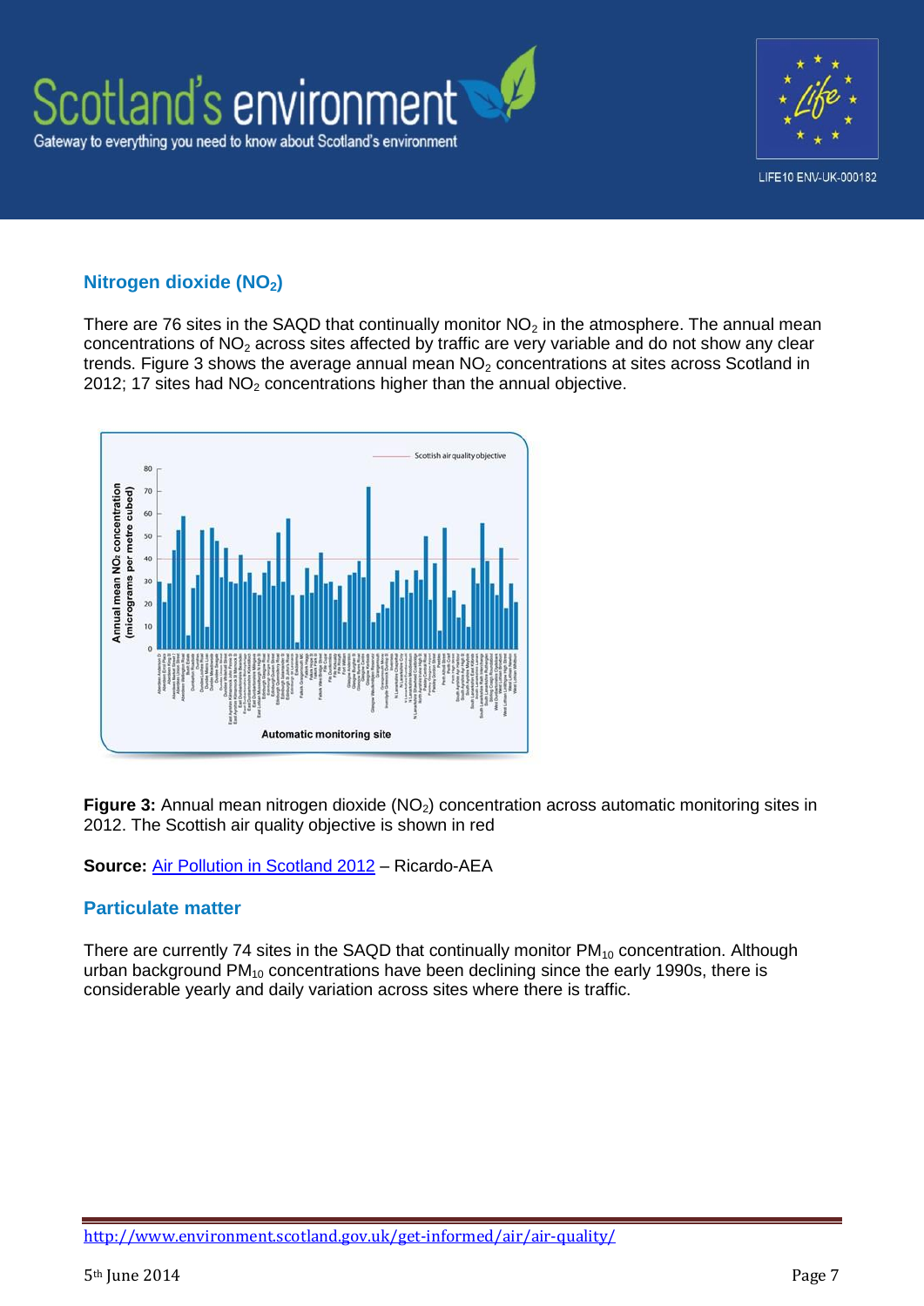## Nitrogen dioxide ($NO_2$)

There are 76 sites in the SAQD that continually monitor $NO_2$ in the atmosphere. The annual mean concentrations of $NO_2$ across sites affected by traffic are very variable and do not show any clear trends. Figure 3 shows the average annual mean $NO_2$ concentrations at sites across Scotland in 2012; 17 sites had $NO_2$ concentrations higher than the annual objective.

**Figure 3:** Annual mean nitrogen dioxide ($NO_2$) concentration across automatic monitoring sites in 2012. The Scottish air quality objective is shown in red

**Source:** Air Pollution in Scotland 2012 – Ricardo-AEA

## Particulate matter

There are currently 74 sites in the SAQD that continually monitor $PM_{10}$ concentration. Although urban background $PM_{10}$ concentrations have been declining since the early 1990s, there is considerable yearly and daily variation across sites where there is traffic.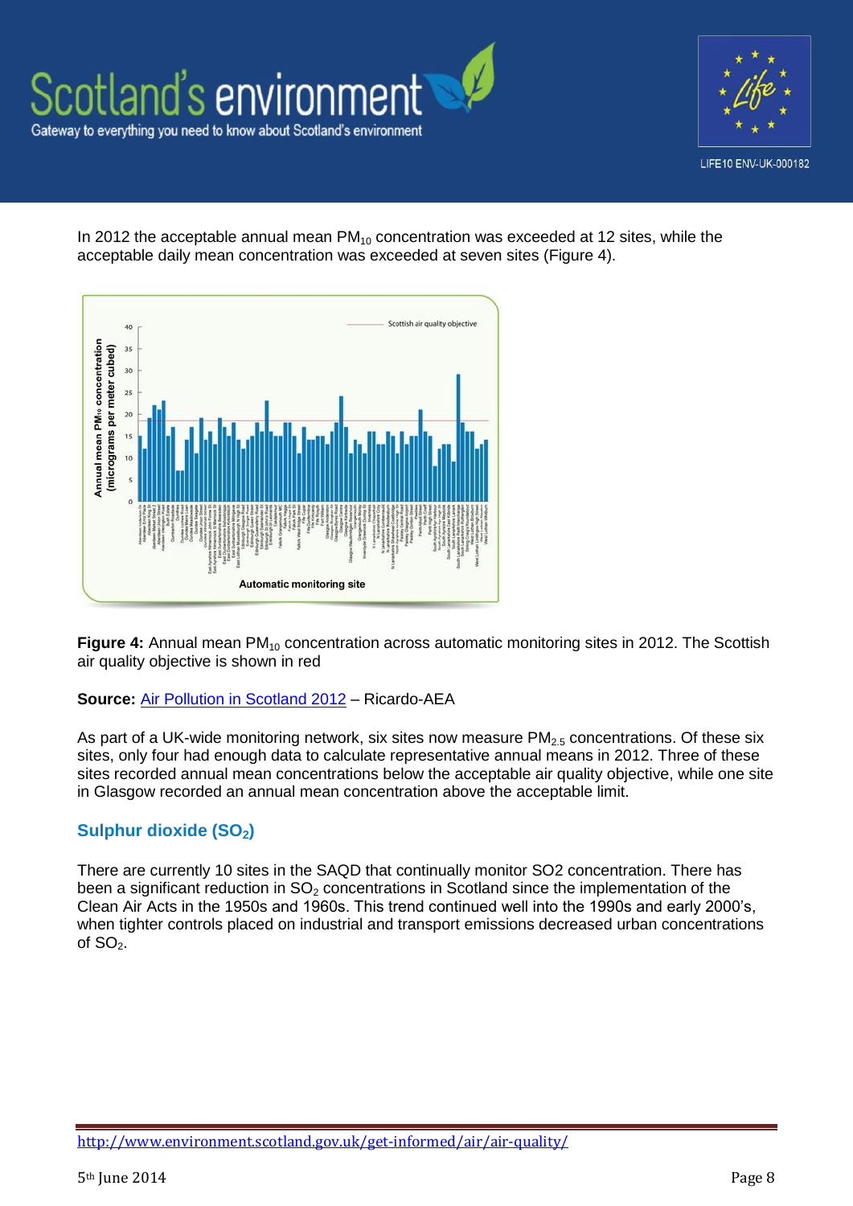In 2012 the acceptable annual mean $PM_{10}$ concentration was exceeded at 12 sites, while the acceptable daily mean concentration was exceeded at seven sites (Figure 4).

**Figure 4:** Annual mean $PM_{10}$ concentration across automatic monitoring sites in 2012. The Scottish air quality objective is shown in red

**Source:** Air Pollution in Scotland 2012 – Ricardo-AEA

As part of a UK-wide monitoring network, six sites now measure $PM_{2.5}$ concentrations. Of these six sites, only four had enough data to calculate representative annual means in 2012. Three of these sites recorded annual mean concentrations below the acceptable air quality objective, while one site in Glasgow recorded an annual mean concentration above the acceptable limit.

## Sulphur dioxide ($SO_2$)

There are currently 10 sites in the SAQD that continually monitor SO2 concentration. There has been a significant reduction in $SO_2$ concentrations in Scotland since the implementation of the Clean Air Acts in the 1950s and 1960s. This trend continued well into the 1990s and early 2000's, when tighter controls placed on industrial and transport emissions decreased urban concentrations of $SO_2$.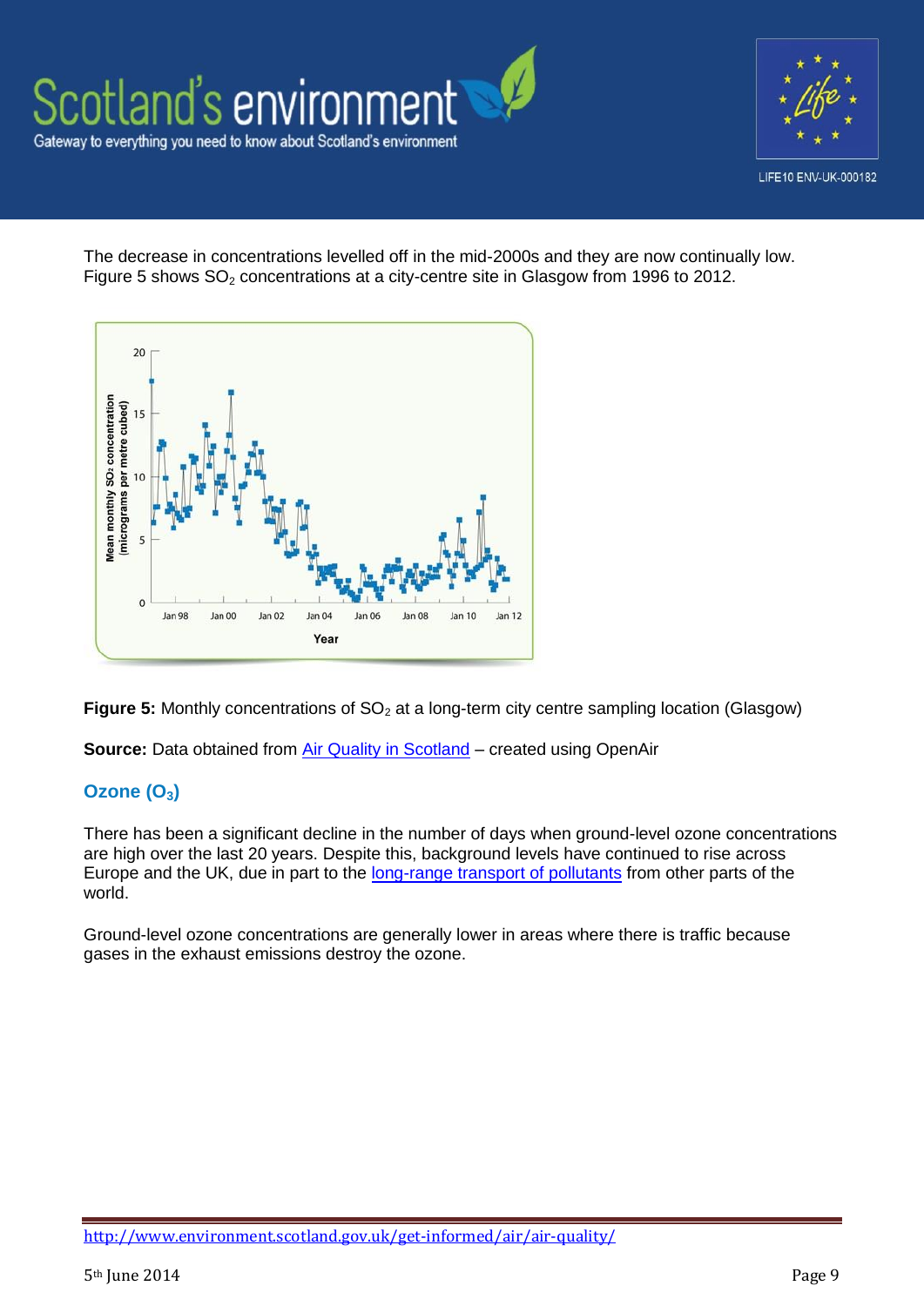The decrease in concentrations levelled off in the mid-2000s and they are now continually low. Figure 5 shows $SO_2$ concentrations at a city-centre site in Glasgow from 1996 to 2012.

**Figure 5:** Monthly concentrations of $SO_2$ at a long-term city centre sampling location (Glasgow)

**Source:** Data obtained from Air Quality in Scotland – created using OpenAir

## Ozone ($O_3$)

There has been a significant decline in the number of days when ground-level ozone concentrations are high over the last 20 years. Despite this, background levels have continued to rise across Europe and the UK, due in part to the long-range transport of pollutants from other parts of the world.

Ground-level ozone concentrations are generally lower in areas where there is traffic because gases in the exhaust emissions destroy the ozone.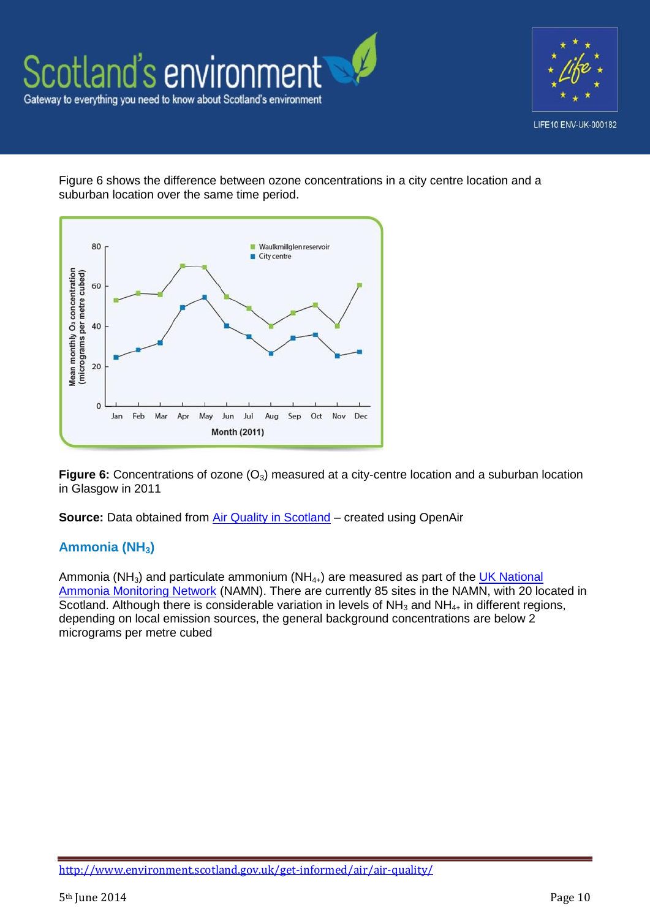Figure 6 shows the difference between ozone concentrations in a city centre location and a suburban location over the same time period.

**Figure 6:** Concentrations of ozone ($O_3$) measured at a city-centre location and a suburban location in Glasgow in 2011

**Source:** Data obtained from Air Quality in Scotland – created using OpenAir

## Ammonia ($NH_3$)

Ammonia ($NH_3$) and particulate ammonium ($NH_{4+}$) are measured as part of the UK National Ammonia Monitoring Network (NAMN). There are currently 85 sites in the NAMN, with 20 located in Scotland. Although there is considerable variation in levels of $NH_3$ and $NH_{4+}$ in different regions, depending on local emission sources, the general background concentrations are below 2 micrograms per metre cubed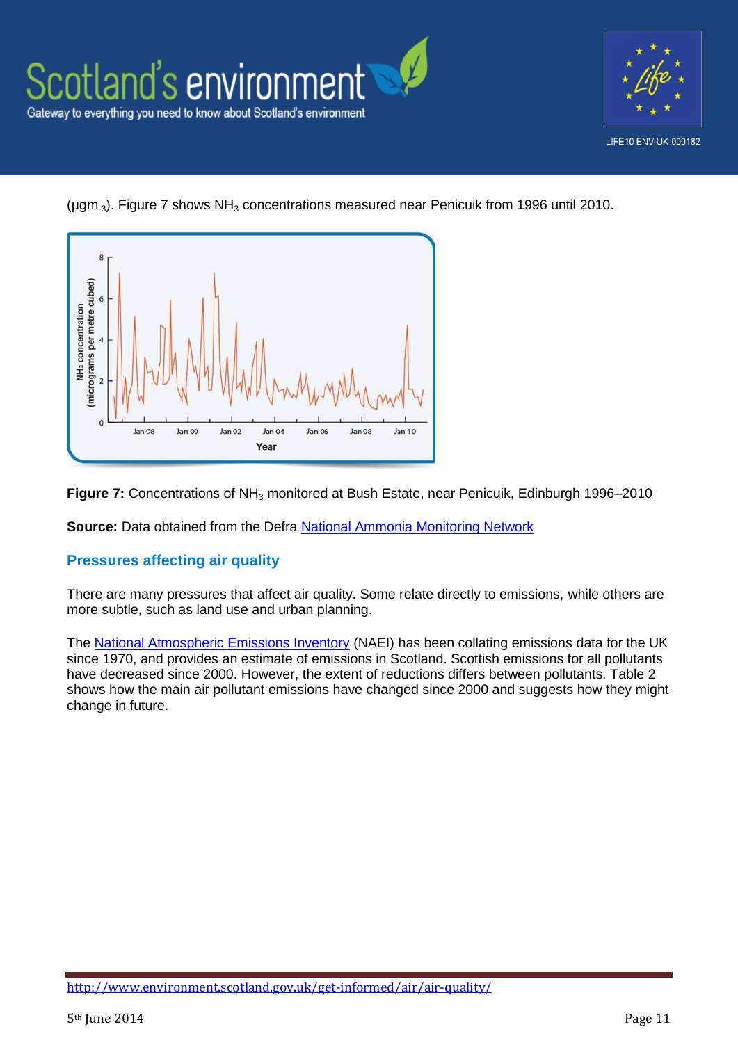(μgm-3). Figure 7 shows $NH_3$ concentrations measured near Penicuik from 1996 until 2010.

**Figure 7:** Concentrations of $NH_3$ monitored at Bush Estate, near Penicuik, Edinburgh 1996–2010

**Source:** Data obtained from the Defra National Ammonia Monitoring Network

## Pressures affecting air quality

There are many pressures that affect air quality. Some relate directly to emissions, while others are more subtle, such as land use and urban planning.

The National Atmospheric Emissions Inventory (NAEI) has been collating emissions data for the UK since 1970, and provides an estimate of emissions in Scotland. Scottish emissions for all pollutants have decreased since 2000. However, the extent of reductions differs between pollutants. Table 2 shows how the main air pollutant emissions have changed since 2000 and suggests how they might change in future.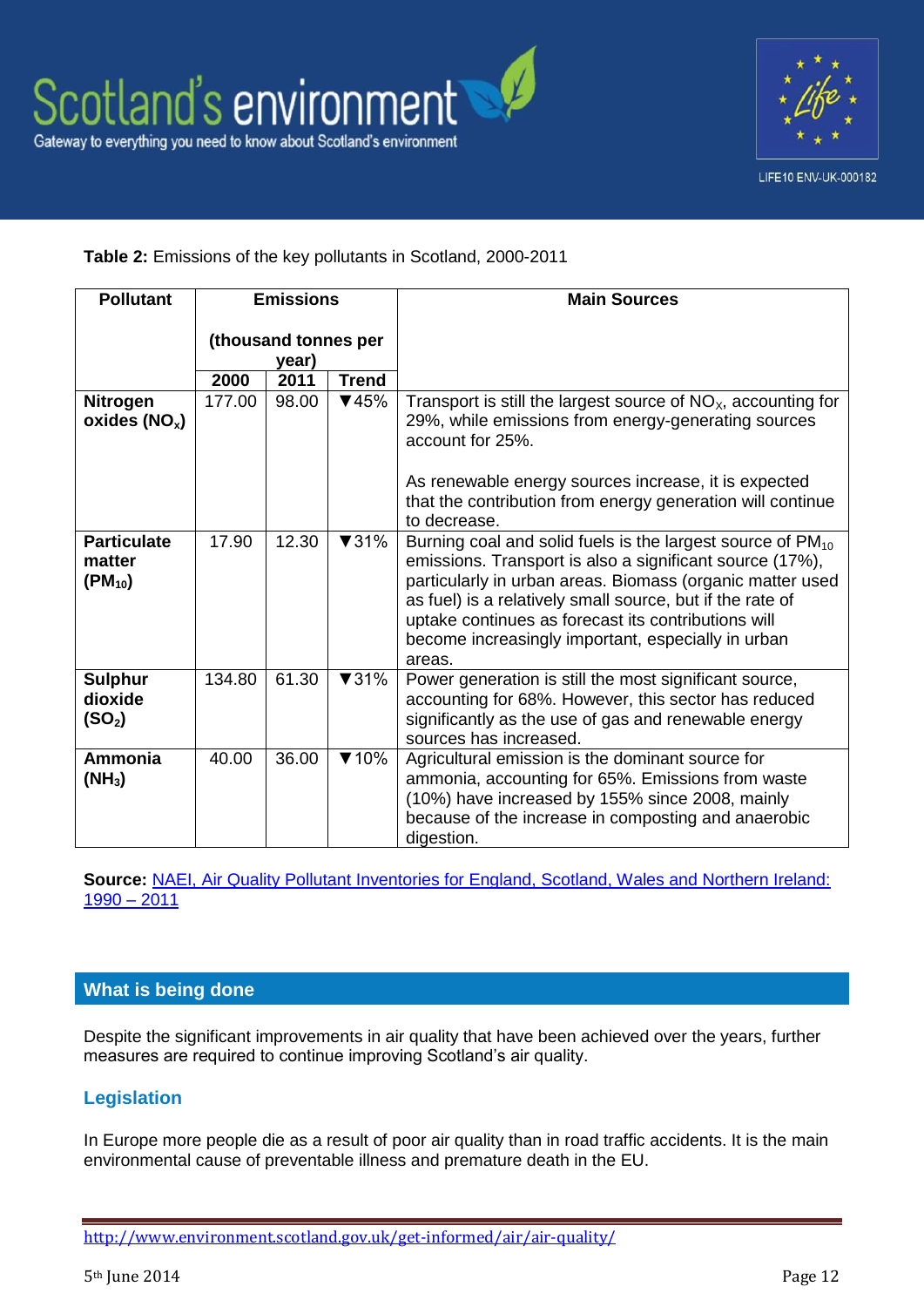**Table 2:** Emissions of the key pollutants in Scotland, 2000-2011

| Pollutant | Emissions (thousand tonnes per year) | | | Main Sources |
|---|---|---|---|---|
| | 2000 | 2011 | Trend | |
| **Nitrogen oxides ($NO_x$)** | 177.00 | 98.00 | ▼45% | Transport is still the largest source of $NO_X$, accounting for 29%, while emissions from energy-generating sources account for 25%. As renewable energy sources increase, it is expected that the contribution from energy generation will continue to decrease. |
| **Particulate matter ($PM_{10}$)** | 17.90 | 12.30 | ▼31% | Burning coal and solid fuels is the largest source of $PM_{10}$ emissions. Transport is also a significant source (17%), particularly in urban areas. Biomass (organic matter used as fuel) is a relatively small source, but if the rate of uptake continues as forecast its contributions will become increasingly important, especially in urban areas. |
| **Sulphur dioxide ($SO_2$)** | 134.80 | 61.30 | ▼31% | Power generation is still the most significant source, accounting for 68%. However, this sector has reduced significantly as the use of gas and renewable energy sources has increased. |
| **Ammonia ($NH_3$)** | 40.00 | 36.00 | ▼10% | Agricultural emission is the dominant source for ammonia, accounting for 65%. Emissions from waste (10%) have increased by 155% since 2008, mainly because of the increase in composting and anaerobic digestion. |

**Source:** NAEI, Air Quality Pollutant Inventories for England, Scotland, Wales and Northern Ireland: 1990 – 2011

## What is being done

Despite the significant improvements in air quality that have been achieved over the years, further measures are required to continue improving Scotland's air quality.

### Legislation

In Europe more people die as a result of poor air quality than in road traffic accidents. It is the main environmental cause of preventable illness and premature death in the EU.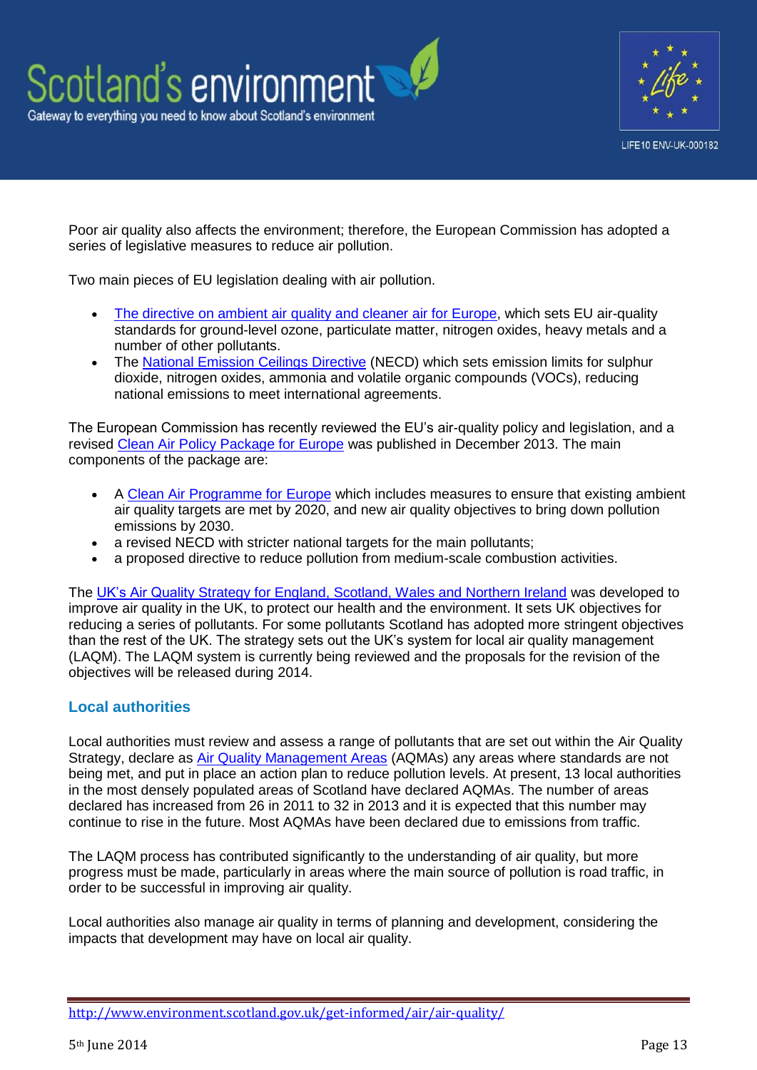Poor air quality also affects the environment; therefore, the European Commission has adopted a series of legislative measures to reduce air pollution.

Two main pieces of EU legislation dealing with air pollution.

- The directive on ambient air quality and cleaner air for Europe, which sets EU air-quality standards for ground-level ozone, particulate matter, nitrogen oxides, heavy metals and a number of other pollutants.
- The National Emission Ceilings Directive (NECD) which sets emission limits for sulphur dioxide, nitrogen oxides, ammonia and volatile organic compounds (VOCs), reducing national emissions to meet international agreements.

The European Commission has recently reviewed the EU's air-quality policy and legislation, and a revised Clean Air Policy Package for Europe was published in December 2013. The main components of the package are:

- A Clean Air Programme for Europe which includes measures to ensure that existing ambient air quality targets are met by 2020, and new air quality objectives to bring down pollution emissions by 2030.
- a revised NECD with stricter national targets for the main pollutants;
- a proposed directive to reduce pollution from medium-scale combustion activities.

The UK's Air Quality Strategy for England, Scotland, Wales and Northern Ireland was developed to improve air quality in the UK, to protect our health and the environment. It sets UK objectives for reducing a series of pollutants. For some pollutants Scotland has adopted more stringent objectives than the rest of the UK. The strategy sets out the UK's system for local air quality management (LAQM). The LAQM system is currently being reviewed and the proposals for the revision of the objectives will be released during 2014.

## Local authorities

Local authorities must review and assess a range of pollutants that are set out within the Air Quality Strategy, declare as Air Quality Management Areas (AQMAs) any areas where standards are not being met, and put in place an action plan to reduce pollution levels. At present, 13 local authorities in the most densely populated areas of Scotland have declared AQMAs. The number of areas declared has increased from 26 in 2011 to 32 in 2013 and it is expected that this number may continue to rise in the future. Most AQMAs have been declared due to emissions from traffic.

The LAQM process has contributed significantly to the understanding of air quality, but more progress must be made, particularly in areas where the main source of pollution is road traffic, in order to be successful in improving air quality.

Local authorities also manage air quality in terms of planning and development, considering the impacts that development may have on local air quality.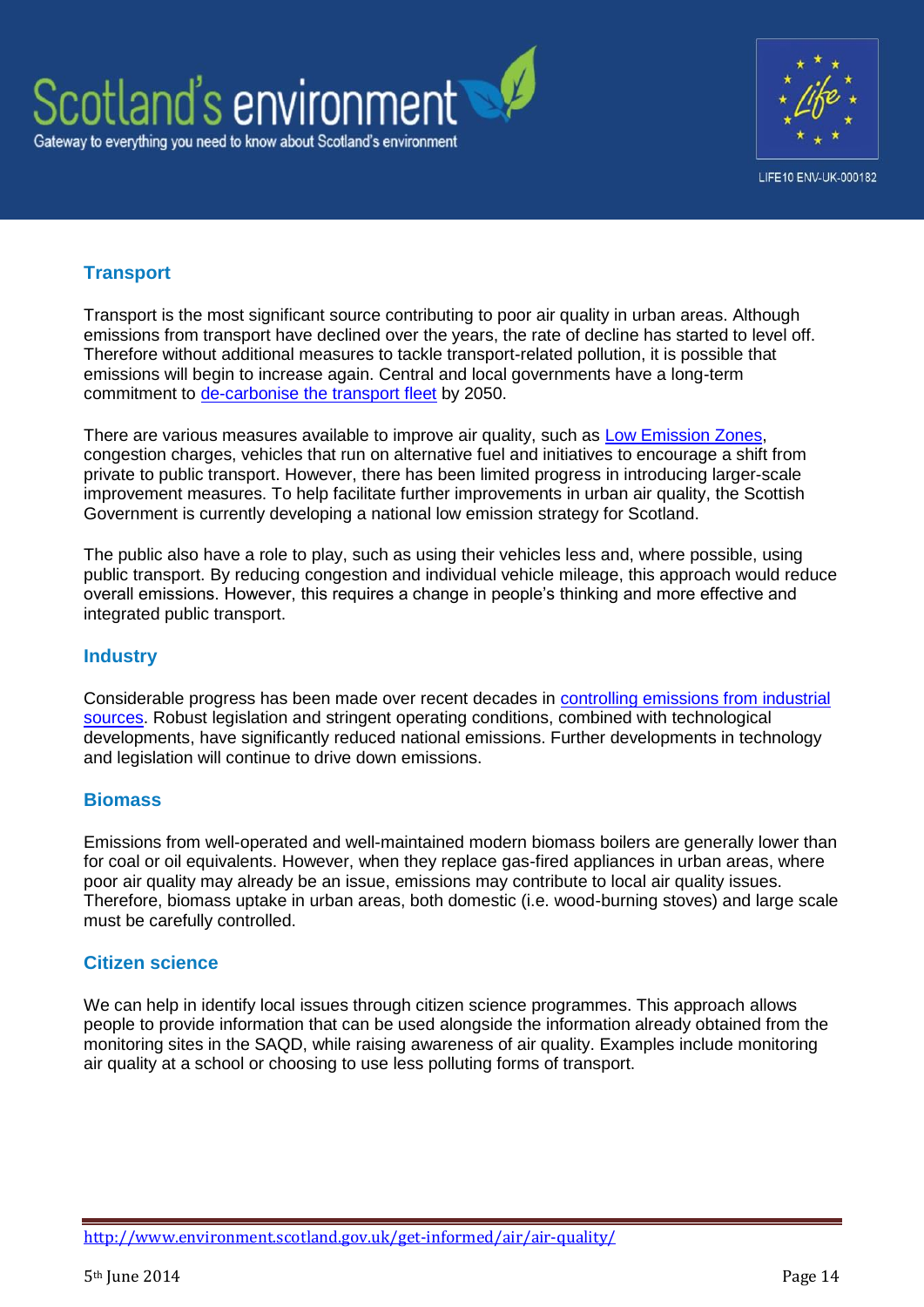## Transport

Transport is the most significant source contributing to poor air quality in urban areas. Although emissions from transport have declined over the years, the rate of decline has started to level off. Therefore without additional measures to tackle transport-related pollution, it is possible that emissions will begin to increase again. Central and local governments have a long-term commitment to de-carbonise the transport fleet by 2050.

There are various measures available to improve air quality, such as Low Emission Zones, congestion charges, vehicles that run on alternative fuel and initiatives to encourage a shift from private to public transport. However, there has been limited progress in introducing larger-scale improvement measures. To help facilitate further improvements in urban air quality, the Scottish Government is currently developing a national low emission strategy for Scotland.

The public also have a role to play, such as using their vehicles less and, where possible, using public transport. By reducing congestion and individual vehicle mileage, this approach would reduce overall emissions. However, this requires a change in people's thinking and more effective and integrated public transport.

## Industry

Considerable progress has been made over recent decades in controlling emissions from industrial sources. Robust legislation and stringent operating conditions, combined with technological developments, have significantly reduced national emissions. Further developments in technology and legislation will continue to drive down emissions.

## Biomass

Emissions from well-operated and well-maintained modern biomass boilers are generally lower than for coal or oil equivalents. However, when they replace gas-fired appliances in urban areas, where poor air quality may already be an issue, emissions may contribute to local air quality issues. Therefore, biomass uptake in urban areas, both domestic (i.e. wood-burning stoves) and large scale must be carefully controlled.

## Citizen science

We can help in identify local issues through citizen science programmes. This approach allows people to provide information that can be used alongside the information already obtained from the monitoring sites in the SAQD, while raising awareness of air quality. Examples include monitoring air quality at a school or choosing to use less polluting forms of transport.